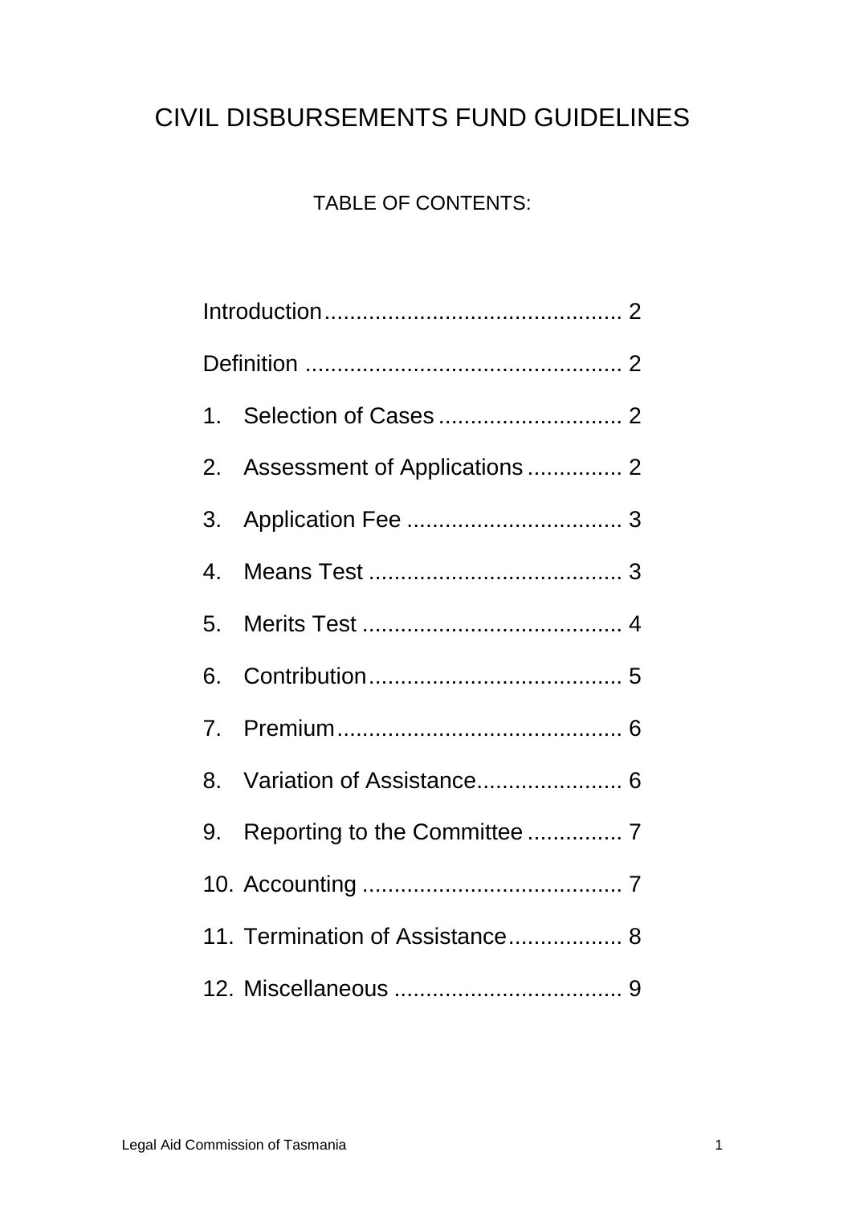# CIVIL DISBURSEMENTS FUND GUIDELINES

## TABLE OF CONTENTS:

Introduction.............................................. 2

Definition ................................................ 2

1. Selection of Cases ............................ 2
2. Assessment of Applications .............. 2
3. Application Fee ................................. 3
4. Means Test ....................................... 3
5. Merits Test ........................................ 4
6. Contribution....................................... 5
7. Premium............................................ 6
8. Variation of Assistance...................... 6
9. Reporting to the Committee .............. 7
10. Accounting ........................................ 7
11. Termination of Assistance................. 8
12. Miscellaneous ................................... 9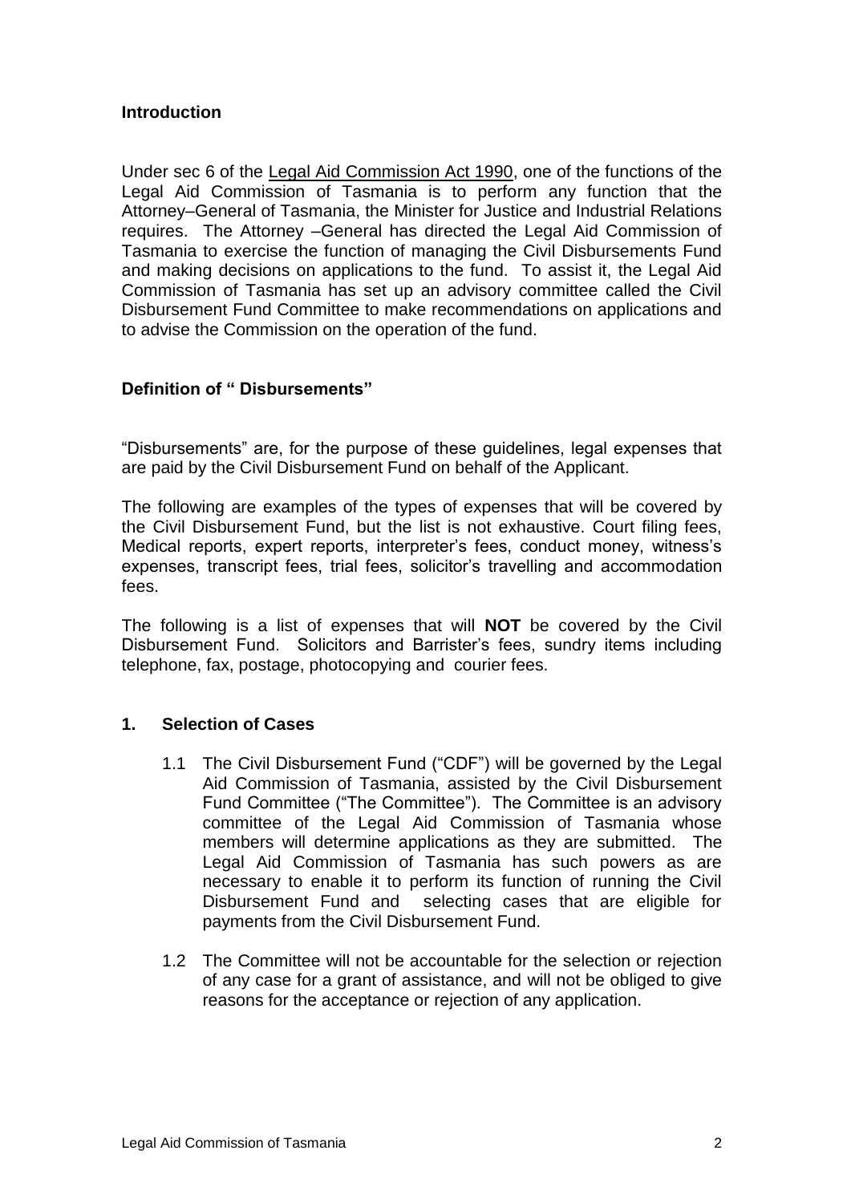## Introduction

Under sec 6 of the Legal Aid Commission Act 1990, one of the functions of the Legal Aid Commission of Tasmania is to perform any function that the Attorney–General of Tasmania, the Minister for Justice and Industrial Relations requires. The Attorney –General has directed the Legal Aid Commission of Tasmania to exercise the function of managing the Civil Disbursements Fund and making decisions on applications to the fund. To assist it, the Legal Aid Commission of Tasmania has set up an advisory committee called the Civil Disbursement Fund Committee to make recommendations on applications and to advise the Commission on the operation of the fund.

## Definition of " Disbursements"

"Disbursements" are, for the purpose of these guidelines, legal expenses that are paid by the Civil Disbursement Fund on behalf of the Applicant.

The following are examples of the types of expenses that will be covered by the Civil Disbursement Fund, but the list is not exhaustive. Court filing fees, Medical reports, expert reports, interpreter's fees, conduct money, witness's expenses, transcript fees, trial fees, solicitor's travelling and accommodation fees.

The following is a list of expenses that will **NOT** be covered by the Civil Disbursement Fund. Solicitors and Barrister's fees, sundry items including telephone, fax, postage, photocopying and courier fees.

## 1. Selection of Cases

1.1 The Civil Disbursement Fund ("CDF") will be governed by the Legal Aid Commission of Tasmania, assisted by the Civil Disbursement Fund Committee ("The Committee"). The Committee is an advisory committee of the Legal Aid Commission of Tasmania whose members will determine applications as they are submitted. The Legal Aid Commission of Tasmania has such powers as are necessary to enable it to perform its function of running the Civil Disbursement Fund and selecting cases that are eligible for payments from the Civil Disbursement Fund.

1.2 The Committee will not be accountable for the selection or rejection of any case for a grant of assistance, and will not be obliged to give reasons for the acceptance or rejection of any application.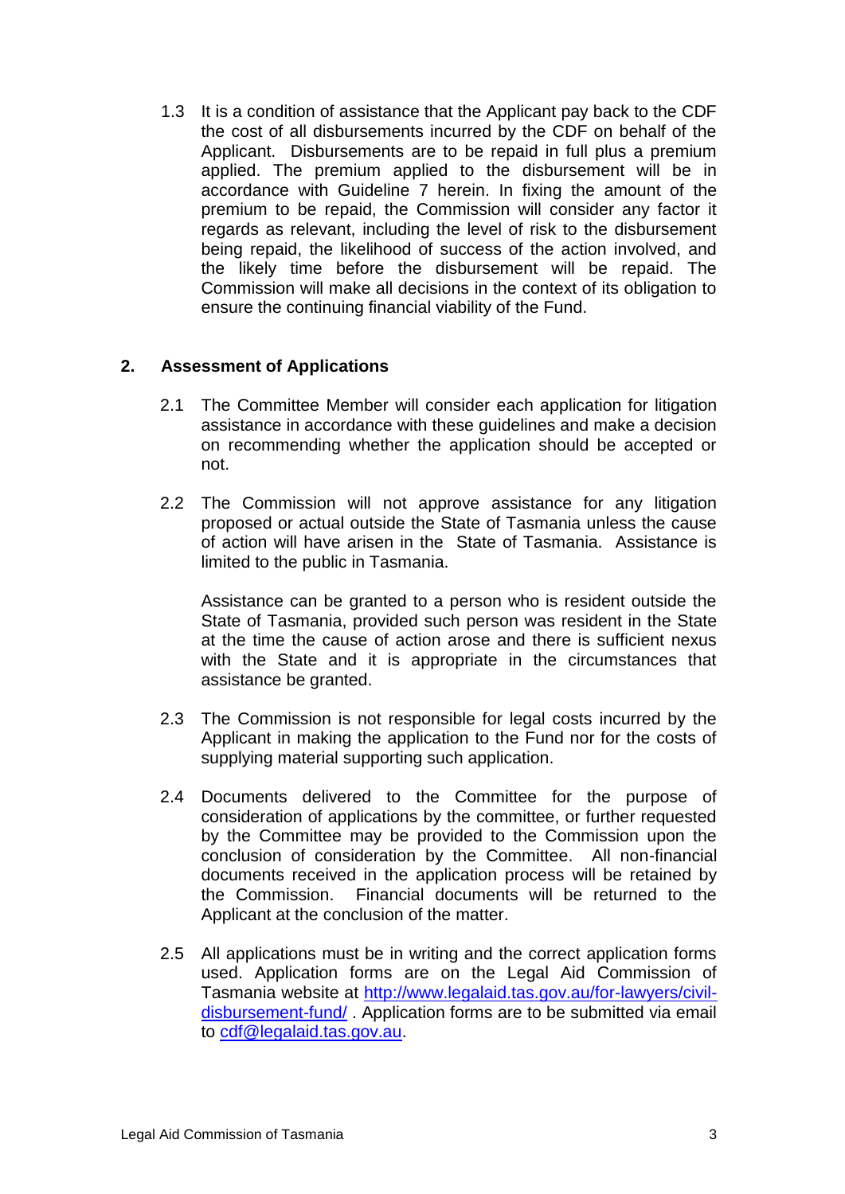1.3 It is a condition of assistance that the Applicant pay back to the CDF the cost of all disbursements incurred by the CDF on behalf of the Applicant. Disbursements are to be repaid in full plus a premium applied. The premium applied to the disbursement will be in accordance with Guideline 7 herein. In fixing the amount of the premium to be repaid, the Commission will consider any factor it regards as relevant, including the level of risk to the disbursement being repaid, the likelihood of success of the action involved, and the likely time before the disbursement will be repaid. The Commission will make all decisions in the context of its obligation to ensure the continuing financial viability of the Fund.

## 2. Assessment of Applications

2.1 The Committee Member will consider each application for litigation assistance in accordance with these guidelines and make a decision on recommending whether the application should be accepted or not.

2.2 The Commission will not approve assistance for any litigation proposed or actual outside the State of Tasmania unless the cause of action will have arisen in the State of Tasmania. Assistance is limited to the public in Tasmania.

Assistance can be granted to a person who is resident outside the State of Tasmania, provided such person was resident in the State at the time the cause of action arose and there is sufficient nexus with the State and it is appropriate in the circumstances that assistance be granted.

2.3 The Commission is not responsible for legal costs incurred by the Applicant in making the application to the Fund nor for the costs of supplying material supporting such application.

2.4 Documents delivered to the Committee for the purpose of consideration of applications by the committee, or further requested by the Committee may be provided to the Commission upon the conclusion of consideration by the Committee. All non-financial documents received in the application process will be retained by the Commission. Financial documents will be returned to the Applicant at the conclusion of the matter.

2.5 All applications must be in writing and the correct application forms used. Application forms are on the Legal Aid Commission of Tasmania website at [http://www.legalaid.tas.gov.au/for-lawyers/civil-disbursement-fund/](http://www.legalaid.tas.gov.au/for-lawyers/civil-disbursement-fund/) . Application forms are to be submitted via email to [cdf@legalaid.tas.gov.au](mailto:cdf@legalaid.tas.gov.au).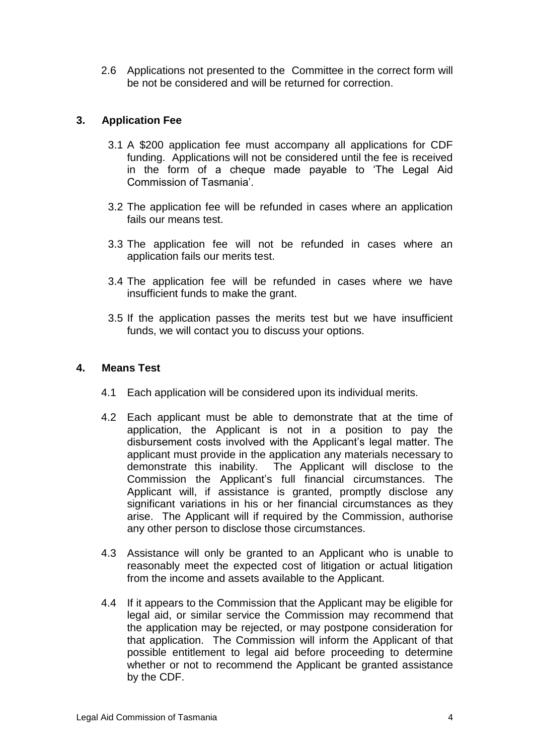2.6 Applications not presented to the Committee in the correct form will be not be considered and will be returned for correction.

## 3. Application Fee

3.1 A $200 application fee must accompany all applications for CDF funding. Applications will not be considered until the fee is received in the form of a cheque made payable to 'The Legal Aid Commission of Tasmania'.

3.2 The application fee will be refunded in cases where an application fails our means test.

3.3 The application fee will not be refunded in cases where an application fails our merits test.

3.4 The application fee will be refunded in cases where we have insufficient funds to make the grant.

3.5 If the application passes the merits test but we have insufficient funds, we will contact you to discuss your options.

## 4. Means Test

4.1 Each application will be considered upon its individual merits.

4.2 Each applicant must be able to demonstrate that at the time of application, the Applicant is not in a position to pay the disbursement costs involved with the Applicant's legal matter. The applicant must provide in the application any materials necessary to demonstrate this inability. The Applicant will disclose to the Commission the Applicant's full financial circumstances. The Applicant will, if assistance is granted, promptly disclose any significant variations in his or her financial circumstances as they arise. The Applicant will if required by the Commission, authorise any other person to disclose those circumstances.

4.3 Assistance will only be granted to an Applicant who is unable to reasonably meet the expected cost of litigation or actual litigation from the income and assets available to the Applicant.

4.4 If it appears to the Commission that the Applicant may be eligible for legal aid, or similar service the Commission may recommend that the application may be rejected, or may postpone consideration for that application. The Commission will inform the Applicant of that possible entitlement to legal aid before proceeding to determine whether or not to recommend the Applicant be granted assistance by the CDF.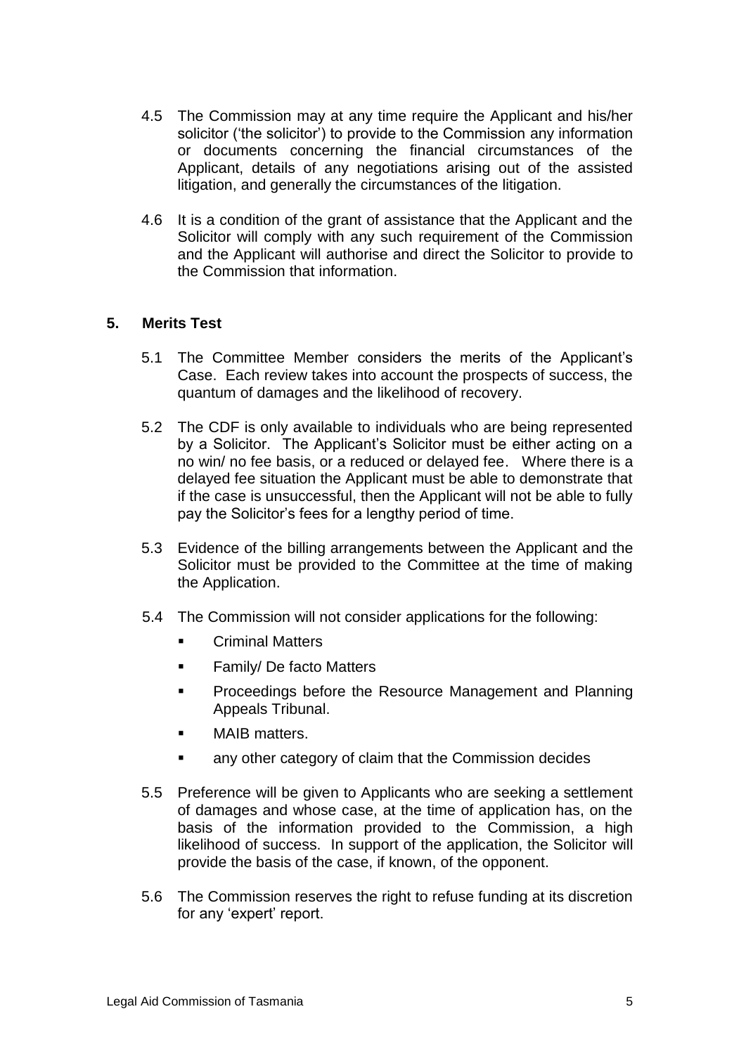4.5 The Commission may at any time require the Applicant and his/her solicitor ('the solicitor') to provide to the Commission any information or documents concerning the financial circumstances of the Applicant, details of any negotiations arising out of the assisted litigation, and generally the circumstances of the litigation.

4.6 It is a condition of the grant of assistance that the Applicant and the Solicitor will comply with any such requirement of the Commission and the Applicant will authorise and direct the Solicitor to provide to the Commission that information.

## 5. Merits Test

5.1 The Committee Member considers the merits of the Applicant's Case. Each review takes into account the prospects of success, the quantum of damages and the likelihood of recovery.

5.2 The CDF is only available to individuals who are being represented by a Solicitor. The Applicant's Solicitor must be either acting on a no win/ no fee basis, or a reduced or delayed fee. Where there is a delayed fee situation the Applicant must be able to demonstrate that if the case is unsuccessful, then the Applicant will not be able to fully pay the Solicitor's fees for a lengthy period of time.

5.3 Evidence of the billing arrangements between the Applicant and the Solicitor must be provided to the Committee at the time of making the Application.

5.4 The Commission will not consider applications for the following:

- Criminal Matters
- Family/ De facto Matters
- Proceedings before the Resource Management and Planning Appeals Tribunal.
- MAIB matters.
- any other category of claim that the Commission decides

5.5 Preference will be given to Applicants who are seeking a settlement of damages and whose case, at the time of application has, on the basis of the information provided to the Commission, a high likelihood of success. In support of the application, the Solicitor will provide the basis of the case, if known, of the opponent.

5.6 The Commission reserves the right to refuse funding at its discretion for any 'expert' report.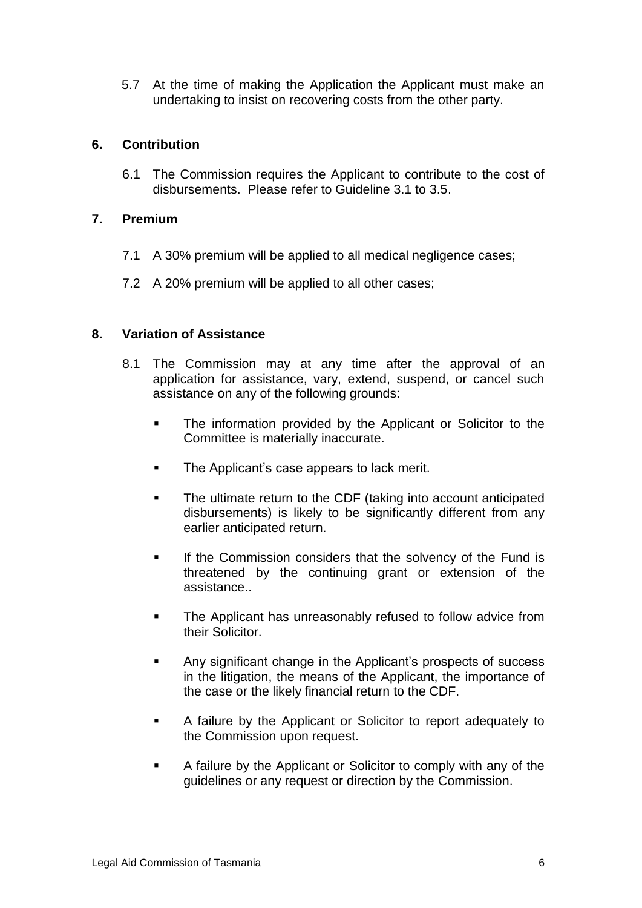5.7 At the time of making the Application the Applicant must make an undertaking to insist on recovering costs from the other party.

## 6. Contribution

6.1 The Commission requires the Applicant to contribute to the cost of disbursements. Please refer to Guideline 3.1 to 3.5.

## 7. Premium

7.1 A 30% premium will be applied to all medical negligence cases;

7.2 A 20% premium will be applied to all other cases;

## 8. Variation of Assistance

8.1 The Commission may at any time after the approval of an application for assistance, vary, extend, suspend, or cancel such assistance on any of the following grounds:

- The information provided by the Applicant or Solicitor to the Committee is materially inaccurate.
- The Applicant's case appears to lack merit.
- The ultimate return to the CDF (taking into account anticipated disbursements) is likely to be significantly different from any earlier anticipated return.
- If the Commission considers that the solvency of the Fund is threatened by the continuing grant or extension of the assistance..
- The Applicant has unreasonably refused to follow advice from their Solicitor.
- Any significant change in the Applicant's prospects of success in the litigation, the means of the Applicant, the importance of the case or the likely financial return to the CDF.
- A failure by the Applicant or Solicitor to report adequately to the Commission upon request.
- A failure by the Applicant or Solicitor to comply with any of the guidelines or any request or direction by the Commission.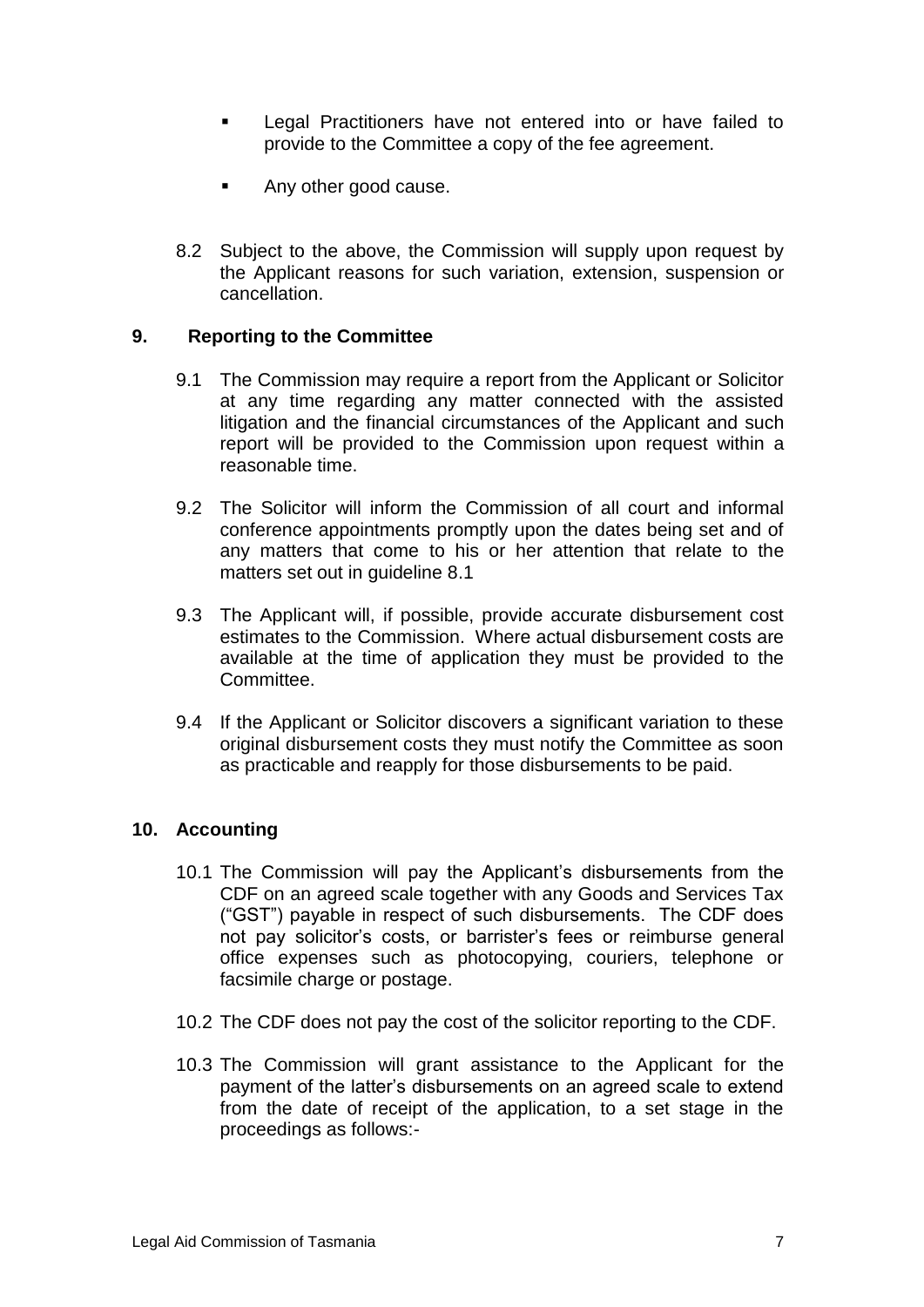- Legal Practitioners have not entered into or have failed to provide to the Committee a copy of the fee agreement.
- Any other good cause.

8.2 Subject to the above, the Commission will supply upon request by the Applicant reasons for such variation, extension, suspension or cancellation.

## 9. Reporting to the Committee

9.1 The Commission may require a report from the Applicant or Solicitor at any time regarding any matter connected with the assisted litigation and the financial circumstances of the Applicant and such report will be provided to the Commission upon request within a reasonable time.

9.2 The Solicitor will inform the Commission of all court and informal conference appointments promptly upon the dates being set and of any matters that come to his or her attention that relate to the matters set out in guideline 8.1

9.3 The Applicant will, if possible, provide accurate disbursement cost estimates to the Commission. Where actual disbursement costs are available at the time of application they must be provided to the Committee.

9.4 If the Applicant or Solicitor discovers a significant variation to these original disbursement costs they must notify the Committee as soon as practicable and reapply for those disbursements to be paid.

## 10. Accounting

10.1 The Commission will pay the Applicant's disbursements from the CDF on an agreed scale together with any Goods and Services Tax ("GST") payable in respect of such disbursements. The CDF does not pay solicitor's costs, or barrister's fees or reimburse general office expenses such as photocopying, couriers, telephone or facsimile charge or postage.

10.2 The CDF does not pay the cost of the solicitor reporting to the CDF.

10.3 The Commission will grant assistance to the Applicant for the payment of the latter's disbursements on an agreed scale to extend from the date of receipt of the application, to a set stage in the proceedings as follows:-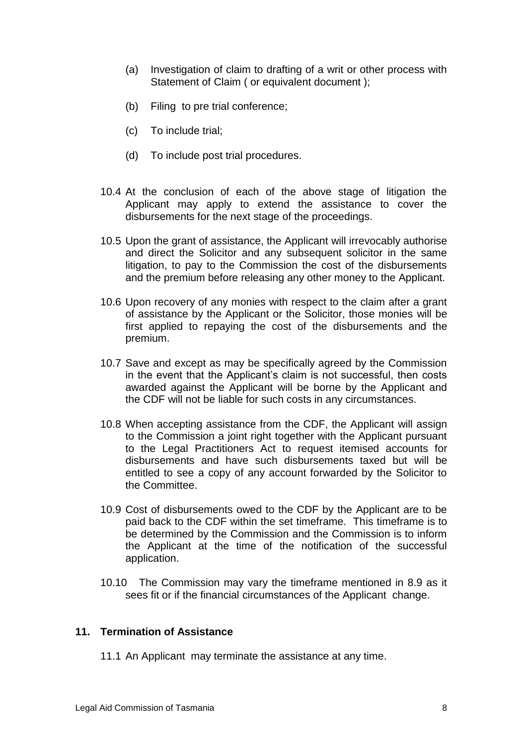(a) Investigation of claim to drafting of a writ or other process with Statement of Claim ( or equivalent document );

(b) Filing to pre trial conference;

(c) To include trial;

(d) To include post trial procedures.

10.4 At the conclusion of each of the above stage of litigation the Applicant may apply to extend the assistance to cover the disbursements for the next stage of the proceedings.

10.5 Upon the grant of assistance, the Applicant will irrevocably authorise and direct the Solicitor and any subsequent solicitor in the same litigation, to pay to the Commission the cost of the disbursements and the premium before releasing any other money to the Applicant.

10.6 Upon recovery of any monies with respect to the claim after a grant of assistance by the Applicant or the Solicitor, those monies will be first applied to repaying the cost of the disbursements and the premium.

10.7 Save and except as may be specifically agreed by the Commission in the event that the Applicant's claim is not successful, then costs awarded against the Applicant will be borne by the Applicant and the CDF will not be liable for such costs in any circumstances.

10.8 When accepting assistance from the CDF, the Applicant will assign to the Commission a joint right together with the Applicant pursuant to the Legal Practitioners Act to request itemised accounts for disbursements and have such disbursements taxed but will be entitled to see a copy of any account forwarded by the Solicitor to the Committee.

10.9 Cost of disbursements owed to the CDF by the Applicant are to be paid back to the CDF within the set timeframe. This timeframe is to be determined by the Commission and the Commission is to inform the Applicant at the time of the notification of the successful application.

10.10 The Commission may vary the timeframe mentioned in 8.9 as it sees fit or if the financial circumstances of the Applicant change.

## 11. Termination of Assistance

11.1 An Applicant may terminate the assistance at any time.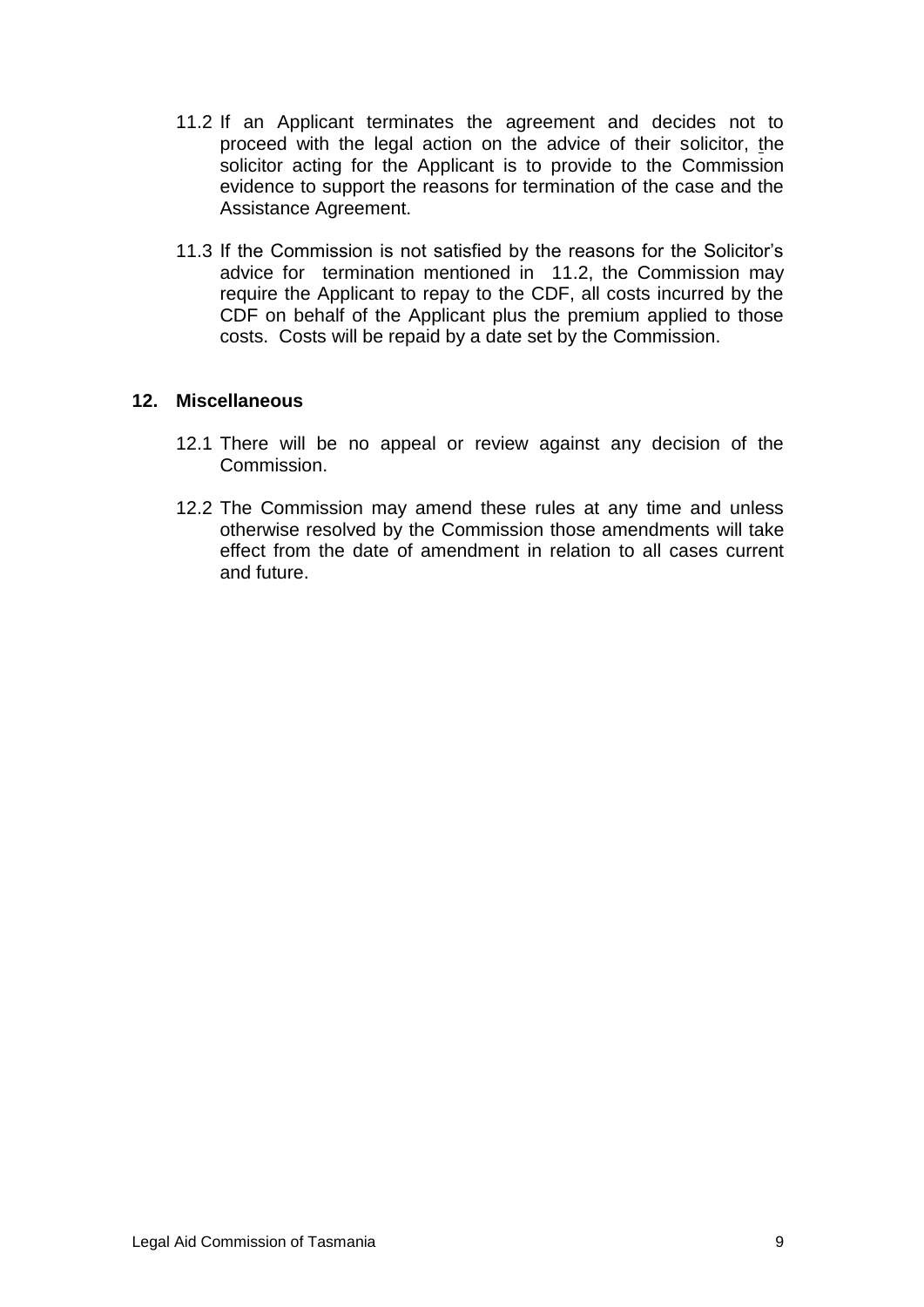11.2 If an Applicant terminates the agreement and decides not to proceed with the legal action on the advice of their solicitor, the solicitor acting for the Applicant is to provide to the Commission evidence to support the reasons for termination of the case and the Assistance Agreement.

11.3 If the Commission is not satisfied by the reasons for the Solicitor's advice for termination mentioned in 11.2, the Commission may require the Applicant to repay to the CDF, all costs incurred by the CDF on behalf of the Applicant plus the premium applied to those costs. Costs will be repaid by a date set by the Commission.

## 12. Miscellaneous

12.1 There will be no appeal or review against any decision of the Commission.

12.2 The Commission may amend these rules at any time and unless otherwise resolved by the Commission those amendments will take effect from the date of amendment in relation to all cases current and future.